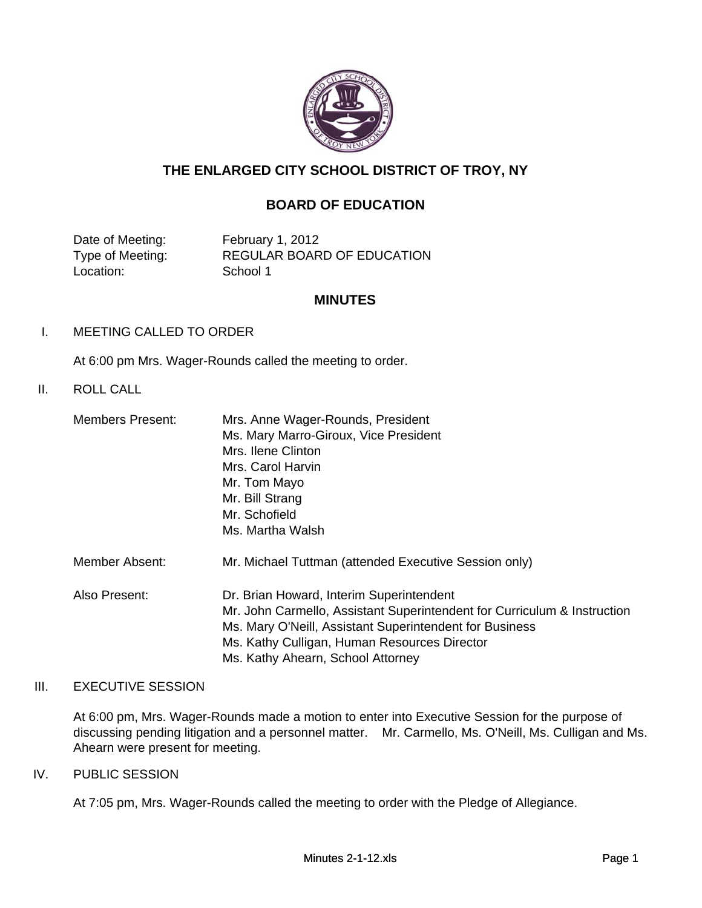# THE ENLARGED CITY SCHOOL DISTRICT OF TROY, NY

## BOARD OF EDUCATION

| | |
|---|---|
| Date of Meeting: | February 1, 2012 |
| Type of Meeting: | REGULAR BOARD OF EDUCATION |
| Location: | School 1 |

## MINUTES

I. MEETING CALLED TO ORDER

At 6:00 pm Mrs. Wager-Rounds called the meeting to order.

II. ROLL CALL

Members Present:
- Mrs. Anne Wager-Rounds, President
- Ms. Mary Marro-Giroux, Vice President
- Mrs. Ilene Clinton
- Mrs. Carol Harvin
- Mr. Tom Mayo
- Mr. Bill Strang
- Mr. Schofield
- Ms. Martha Walsh

Member Absent: Mr. Michael Tuttman (attended Executive Session only)

Also Present:
- Dr. Brian Howard, Interim Superintendent
- Mr. John Carmello, Assistant Superintendent for Curriculum & Instruction
- Ms. Mary O'Neill, Assistant Superintendent for Business
- Ms. Kathy Culligan, Human Resources Director
- Ms. Kathy Ahearn, School Attorney

III. EXECUTIVE SESSION

At 6:00 pm, Mrs. Wager-Rounds made a motion to enter into Executive Session for the purpose of discussing pending litigation and a personnel matter. Mr. Carmello, Ms. O'Neill, Ms. Culligan and Ms. Ahearn were present for meeting.

IV. PUBLIC SESSION

At 7:05 pm, Mrs. Wager-Rounds called the meeting to order with the Pledge of Allegiance.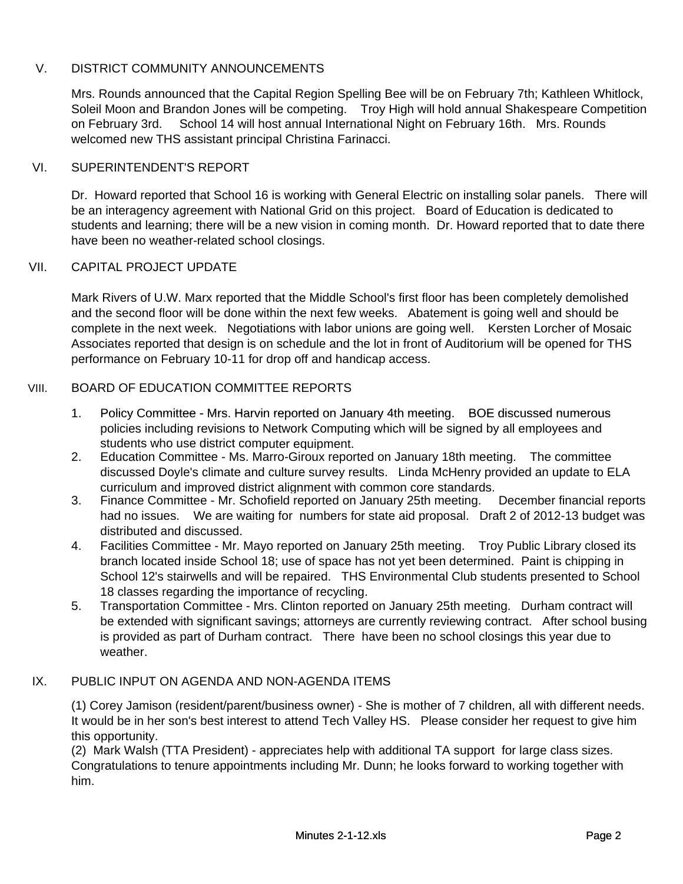## V. DISTRICT COMMUNITY ANNOUNCEMENTS

Mrs. Rounds announced that the Capital Region Spelling Bee will be on February 7th; Kathleen Whitlock, Soleil Moon and Brandon Jones will be competing. Troy High will hold annual Shakespeare Competition on February 3rd. School 14 will host annual International Night on February 16th. Mrs. Rounds welcomed new THS assistant principal Christina Farinacci.

## VI. SUPERINTENDENT'S REPORT

Dr. Howard reported that School 16 is working with General Electric on installing solar panels. There will be an interagency agreement with National Grid on this project. Board of Education is dedicated to students and learning; there will be a new vision in coming month. Dr. Howard reported that to date there have been no weather-related school closings.

## VII. CAPITAL PROJECT UPDATE

Mark Rivers of U.W. Marx reported that the Middle School's first floor has been completely demolished and the second floor will be done within the next few weeks. Abatement is going well and should be complete in the next week. Negotiations with labor unions are going well. Kersten Lorcher of Mosaic Associates reported that design is on schedule and the lot in front of Auditorium will be opened for THS performance on February 10-11 for drop off and handicap access.

## VIII. BOARD OF EDUCATION COMMITTEE REPORTS

1. Policy Committee - Mrs. Harvin reported on January 4th meeting. BOE discussed numerous policies including revisions to Network Computing which will be signed by all employees and students who use district computer equipment.
2. Education Committee - Ms. Marro-Giroux reported on January 18th meeting. The committee discussed Doyle's climate and culture survey results. Linda McHenry provided an update to ELA curriculum and improved district alignment with common core standards.
3. Finance Committee - Mr. Schofield reported on January 25th meeting. December financial reports had no issues. We are waiting for numbers for state aid proposal. Draft 2 of 2012-13 budget was distributed and discussed.
4. Facilities Committee - Mr. Mayo reported on January 25th meeting. Troy Public Library closed its branch located inside School 18; use of space has not yet been determined. Paint is chipping in School 12's stairwells and will be repaired. THS Environmental Club students presented to School 18 classes regarding the importance of recycling.
5. Transportation Committee - Mrs. Clinton reported on January 25th meeting. Durham contract will be extended with significant savings; attorneys are currently reviewing contract. After school busing is provided as part of Durham contract. There have been no school closings this year due to weather.

## IX. PUBLIC INPUT ON AGENDA AND NON-AGENDA ITEMS

(1) Corey Jamison (resident/parent/business owner) - She is mother of 7 children, all with different needs. It would be in her son's best interest to attend Tech Valley HS. Please consider her request to give him this opportunity.
(2) Mark Walsh (TTA President) - appreciates help with additional TA support for large class sizes. Congratulations to tenure appointments including Mr. Dunn; he looks forward to working together with him.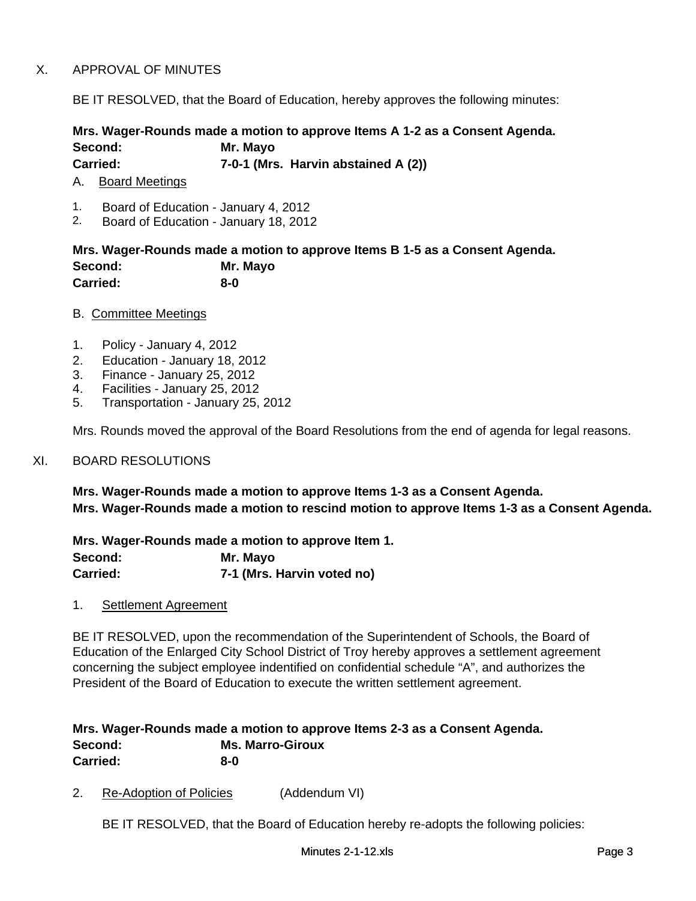## X. APPROVAL OF MINUTES

BE IT RESOLVED, that the Board of Education, hereby approves the following minutes:

**Mrs. Wager-Rounds made a motion to approve Items A 1-2 as a Consent Agenda.**
**Second: Mr. Mayo**
**Carried: 7-0-1 (Mrs. Harvin abstained A (2))**

A. Board Meetings

1. Board of Education - January 4, 2012
2. Board of Education - January 18, 2012

**Mrs. Wager-Rounds made a motion to approve Items B 1-5 as a Consent Agenda.**
**Second: Mr. Mayo**
**Carried: 8-0**

B. Committee Meetings

1. Policy - January 4, 2012
2. Education - January 18, 2012
3. Finance - January 25, 2012
4. Facilities - January 25, 2012
5. Transportation - January 25, 2012

Mrs. Rounds moved the approval of the Board Resolutions from the end of agenda for legal reasons.

## XI. BOARD RESOLUTIONS

**Mrs. Wager-Rounds made a motion to approve Items 1-3 as a Consent Agenda.**
**Mrs. Wager-Rounds made a motion to rescind motion to approve Items 1-3 as a Consent Agenda.**

**Mrs. Wager-Rounds made a motion to approve Item 1.**
**Second: Mr. Mayo**
**Carried: 7-1 (Mrs. Harvin voted no)**

1. Settlement Agreement

BE IT RESOLVED, upon the recommendation of the Superintendent of Schools, the Board of Education of the Enlarged City School District of Troy hereby approves a settlement agreement concerning the subject employee indentified on confidential schedule "A", and authorizes the President of the Board of Education to execute the written settlement agreement.

**Mrs. Wager-Rounds made a motion to approve Items 2-3 as a Consent Agenda.**
**Second: Ms. Marro-Giroux**
**Carried: 8-0**

2. Re-Adoption of Policies (Addendum VI)

BE IT RESOLVED, that the Board of Education hereby re-adopts the following policies: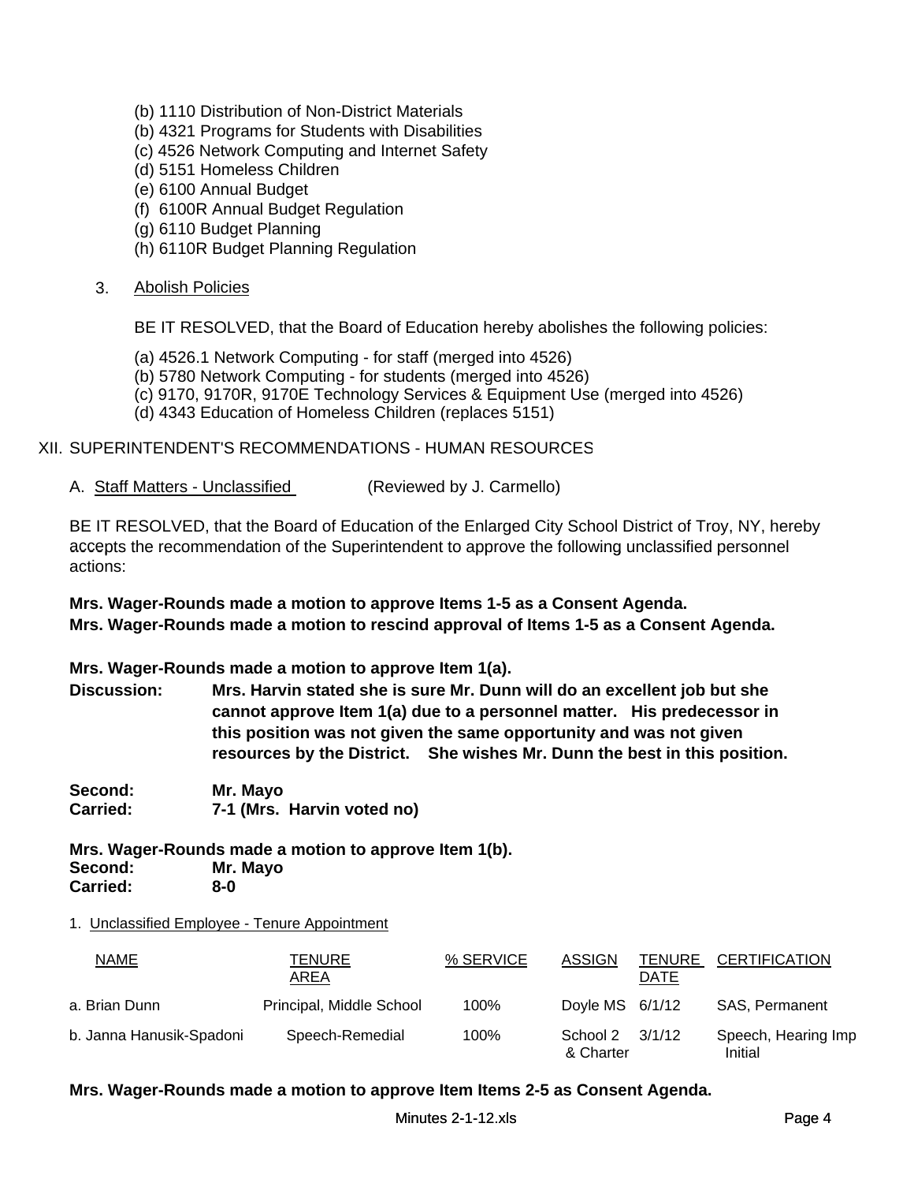(b) 1110 Distribution of Non-District Materials
(b) 4321 Programs for Students with Disabilities
(c) 4526 Network Computing and Internet Safety
(d) 5151 Homeless Children
(e) 6100 Annual Budget
(f) 6100R Annual Budget Regulation
(g) 6110 Budget Planning
(h) 6110R Budget Planning Regulation

3. Abolish Policies

BE IT RESOLVED, that the Board of Education hereby abolishes the following policies:

(a) 4526.1 Network Computing - for staff (merged into 4526)
(b) 5780 Network Computing - for students (merged into 4526)
(c) 9170, 9170R, 9170E Technology Services & Equipment Use (merged into 4526)
(d) 4343 Education of Homeless Children (replaces 5151)

XII. SUPERINTENDENT'S RECOMMENDATIONS - HUMAN RESOURCES

A. Staff Matters - Unclassified (Reviewed by J. Carmello)

BE IT RESOLVED, that the Board of Education of the Enlarged City School District of Troy, NY, hereby accepts the recommendation of the Superintendent to approve the following unclassified personnel actions:

**Mrs. Wager-Rounds made a motion to approve Items 1-5 as a Consent Agenda.**
**Mrs. Wager-Rounds made a motion to rescind approval of Items 1-5 as a Consent Agenda.**

**Mrs. Wager-Rounds made a motion to approve Item 1(a).**
**Discussion: Mrs. Harvin stated she is sure Mr. Dunn will do an excellent job but she cannot approve Item 1(a) due to a personnel matter. His predecessor in this position was not given the same opportunity and was not given resources by the District. She wishes Mr. Dunn the best in this position.**

**Second: Mr. Mayo**
**Carried: 7-1 (Mrs. Harvin voted no)**

**Mrs. Wager-Rounds made a motion to approve Item 1(b).**
**Second: Mr. Mayo**
**Carried: 8-0**

1. Unclassified Employee - Tenure Appointment

| NAME | TENURE AREA | % SERVICE | ASSIGN | TENURE DATE | CERTIFICATION |
|---|---|---|---|---|---|
| a. Brian Dunn | Principal, Middle School | 100% | Doyle MS | 6/1/12 | SAS, Permanent |
| b. Janna Hanusik-Spadoni | Speech-Remedial | 100% | School 2 & Charter | 3/1/12 | Speech, Hearing Imp Initial |

**Mrs. Wager-Rounds made a motion to approve Item Items 2-5 as Consent Agenda.**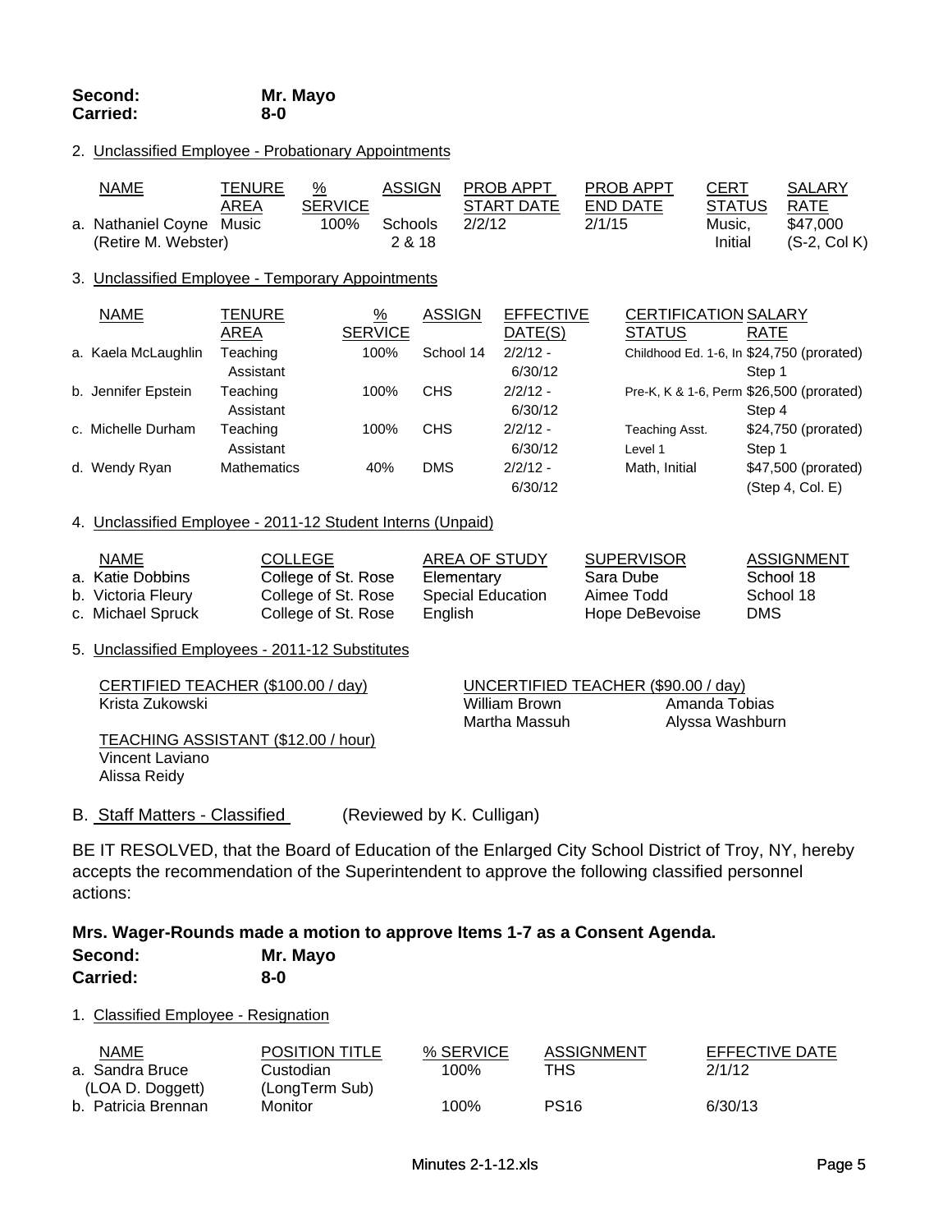**Second:** **Mr. Mayo**
**Carried:** **8-0**

2. Unclassified Employee - Probationary Appointments

| NAME | TENURE AREA | % SERVICE | ASSIGN | PROB APPT START DATE | PROB APPT END DATE | CERT STATUS | SALARY RATE |
|---|---|---|---|---|---|---|---|
| a. Nathaniel Coyne (Retire M. Webster) | Music | 100% | Schools 2 & 18 | 2/2/12 | 2/1/15 | Music, Initial | $47,000 (S-2, Col K) |

3. Unclassified Employee - Temporary Appointments

| NAME | TENURE AREA | % SERVICE | ASSIGN | EFFECTIVE DATE(S) | CERTIFICATION STATUS | SALARY RATE |
|---|---|---|---|---|---|---|
| a. Kaela McLaughlin | Teaching Assistant | 100% | School 14 | 2/2/12 - 6/30/12 | Childhood Ed. 1-6, In | $24,750 (prorated) Step 1 |
| b. Jennifer Epstein | Teaching Assistant | 100% | CHS | 2/2/12 - 6/30/12 | Pre-K, K & 1-6, Perm | $26,500 (prorated) Step 4 |
| c. Michelle Durham | Teaching Assistant | 100% | CHS | 2/2/12 - 6/30/12 | Teaching Asst. Level 1 | $24,750 (prorated) Step 1 |
| d. Wendy Ryan | Mathematics | 40% | DMS | 2/2/12 - 6/30/12 | Math, Initial | $47,500 (prorated) (Step 4, Col. E) |

4. Unclassified Employee - 2011-12 Student Interns (Unpaid)

| NAME | COLLEGE | AREA OF STUDY | SUPERVISOR | ASSIGNMENT |
|---|---|---|---|---|
| a. Katie Dobbins | College of St. Rose | Elementary | Sara Dube | School 18 |
| b. Victoria Fleury | College of St. Rose | Special Education | Aimee Todd | School 18 |
| c. Michael Spruck | College of St. Rose | English | Hope DeBevoise | DMS |

5. Unclassified Employees - 2011-12 Substitutes

CERTIFIED TEACHER ($100.00 / day)
Krista Zukowski

TEACHING ASSISTANT ($12.00 / hour)
Vincent Laviano
Alissa Reidy

UNCERTIFIED TEACHER ($90.00 / day)
William Brown
Martha Massuh
Amanda Tobias
Alyssa Washburn

B. Staff Matters - Classified (Reviewed by K. Culligan)

BE IT RESOLVED, that the Board of Education of the Enlarged City School District of Troy, NY, hereby accepts the recommendation of the Superintendent to approve the following classified personnel actions:

**Mrs. Wager-Rounds made a motion to approve Items 1-7 as a Consent Agenda.**
**Second:** **Mr. Mayo**
**Carried:** **8-0**

1. Classified Employee - Resignation

| NAME | POSITION TITLE | % SERVICE | ASSIGNMENT | EFFECTIVE DATE |
|---|---|---|---|---|
| a. Sandra Bruce (LOA D. Doggett) | Custodian (LongTerm Sub) | 100% | THS | 2/1/12 |
| b. Patricia Brennan | Monitor | 100% | PS16 | 6/30/13 |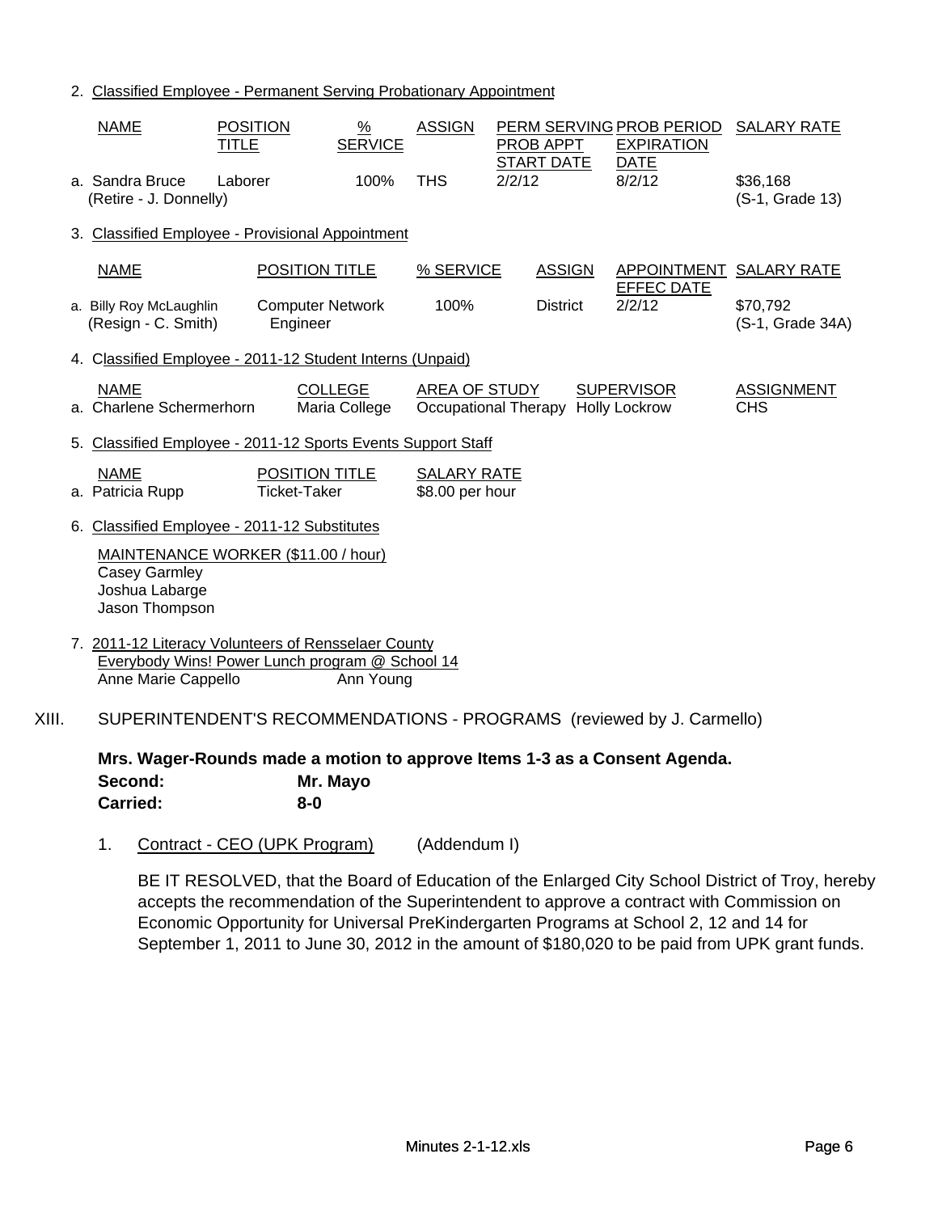2. Classified Employee - Permanent Serving Probationary Appointment

| NAME | POSITION TITLE | % SERVICE | ASSIGN | PERM SERVING PROB APPT START DATE | PROB PERIOD EXPIRATION DATE | SALARY RATE |
|---|---|---|---|---|---|---|
| a. Sandra Bruce (Retire - J. Donnelly) | Laborer | 100% | THS | 2/2/12 | 8/2/12 | $36,168 (S-1, Grade 13) |

3. Classified Employee - Provisional Appointment

| NAME | POSITION TITLE | % SERVICE | ASSIGN | APPOINTMENT EFFEC DATE | SALARY RATE |
|---|---|---|---|---|---|
| a. Billy Roy McLaughlin (Resign - C. Smith) | Computer Network Engineer | 100% | District | 2/2/12 | $70,792 (S-1, Grade 34A) |

4. Classified Employee - 2011-12 Student Interns (Unpaid)

| NAME | COLLEGE | AREA OF STUDY | SUPERVISOR | ASSIGNMENT |
|---|---|---|---|---|
| a. Charlene Schermerhorn | Maria College | Occupational Therapy | Holly Lockrow | CHS |

5. Classified Employee - 2011-12 Sports Events Support Staff

| NAME | POSITION TITLE | SALARY RATE |
|---|---|---|
| a. Patricia Rupp | Ticket-Taker | $8.00 per hour |

6. Classified Employee - 2011-12 Substitutes

MAINTENANCE WORKER ($11.00 / hour)
Casey Garmley
Joshua Labarge
Jason Thompson

7. 2011-12 Literacy Volunteers of Rensselaer County
Everybody Wins! Power Lunch program @ School 14
Anne Marie Cappello    Ann Young

XIII. SUPERINTENDENT'S RECOMMENDATIONS - PROGRAMS (reviewed by J. Carmello)

**Mrs. Wager-Rounds made a motion to approve Items 1-3 as a Consent Agenda.**
**Second: Mr. Mayo**
**Carried: 8-0**

1. Contract - CEO (UPK Program) (Addendum I)

BE IT RESOLVED, that the Board of Education of the Enlarged City School District of Troy, hereby accepts the recommendation of the Superintendent to approve a contract with Commission on Economic Opportunity for Universal PreKindergarten Programs at School 2, 12 and 14 for September 1, 2011 to June 30, 2012 in the amount of $180,020 to be paid from UPK grant funds.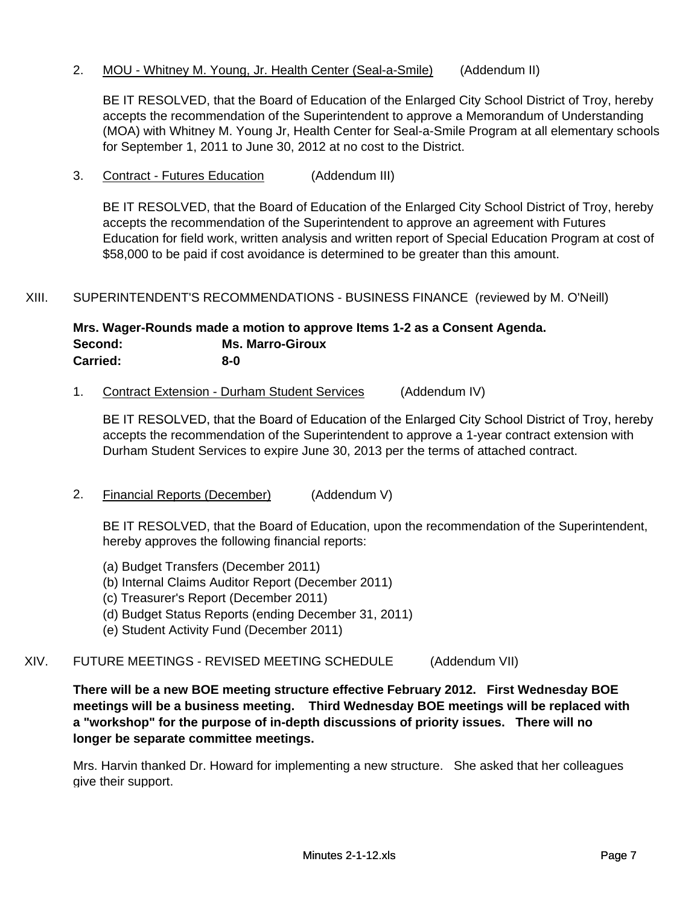2. MOU - Whitney M. Young, Jr. Health Center (Seal-a-Smile) (Addendum II)

   BE IT RESOLVED, that the Board of Education of the Enlarged City School District of Troy, hereby accepts the recommendation of the Superintendent to approve a Memorandum of Understanding (MOA) with Whitney M. Young Jr, Health Center for Seal-a-Smile Program at all elementary schools for September 1, 2011 to June 30, 2012 at no cost to the District.

3. Contract - Futures Education (Addendum III)

   BE IT RESOLVED, that the Board of Education of the Enlarged City School District of Troy, hereby accepts the recommendation of the Superintendent to approve an agreement with Futures Education for field work, written analysis and written report of Special Education Program at cost of $58,000 to be paid if cost avoidance is determined to be greater than this amount.

## XIII. SUPERINTENDENT'S RECOMMENDATIONS - BUSINESS FINANCE (reviewed by M. O'Neill)

**Mrs. Wager-Rounds made a motion to approve Items 1-2 as a Consent Agenda.**
**Second: Ms. Marro-Giroux**
**Carried: 8-0**

1. Contract Extension - Durham Student Services (Addendum IV)

   BE IT RESOLVED, that the Board of Education of the Enlarged City School District of Troy, hereby accepts the recommendation of the Superintendent to approve a 1-year contract extension with Durham Student Services to expire June 30, 2013 per the terms of attached contract.

2. Financial Reports (December) (Addendum V)

   BE IT RESOLVED, that the Board of Education, upon the recommendation of the Superintendent, hereby approves the following financial reports:

   (a) Budget Transfers (December 2011)
   (b) Internal Claims Auditor Report (December 2011)
   (c) Treasurer's Report (December 2011)
   (d) Budget Status Reports (ending December 31, 2011)
   (e) Student Activity Fund (December 2011)

## XIV. FUTURE MEETINGS - REVISED MEETING SCHEDULE (Addendum VII)

**There will be a new BOE meeting structure effective February 2012. First Wednesday BOE meetings will be a business meeting. Third Wednesday BOE meetings will be replaced with a "workshop" for the purpose of in-depth discussions of priority issues. There will no longer be separate committee meetings.**

Mrs. Harvin thanked Dr. Howard for implementing a new structure. She asked that her colleagues give their support.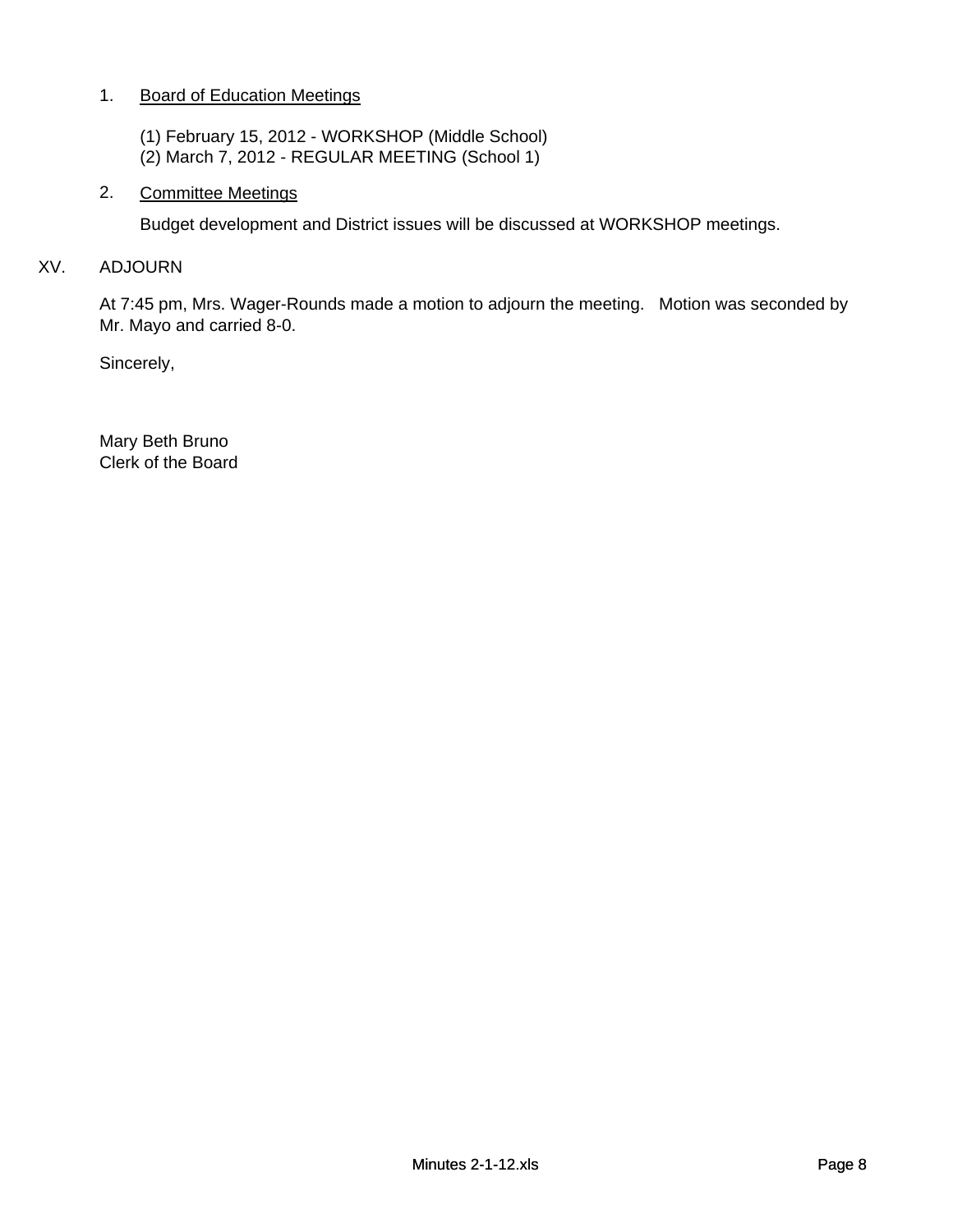1. Board of Education Meetings

   (1) February 15, 2012 - WORKSHOP (Middle School)
   (2) March 7, 2012 - REGULAR MEETING (School 1)

2. Committee Meetings

   Budget development and District issues will be discussed at WORKSHOP meetings.

XV. ADJOURN

At 7:45 pm, Mrs. Wager-Rounds made a motion to adjourn the meeting. Motion was seconded by Mr. Mayo and carried 8-0.

Sincerely,

Mary Beth Bruno
Clerk of the Board